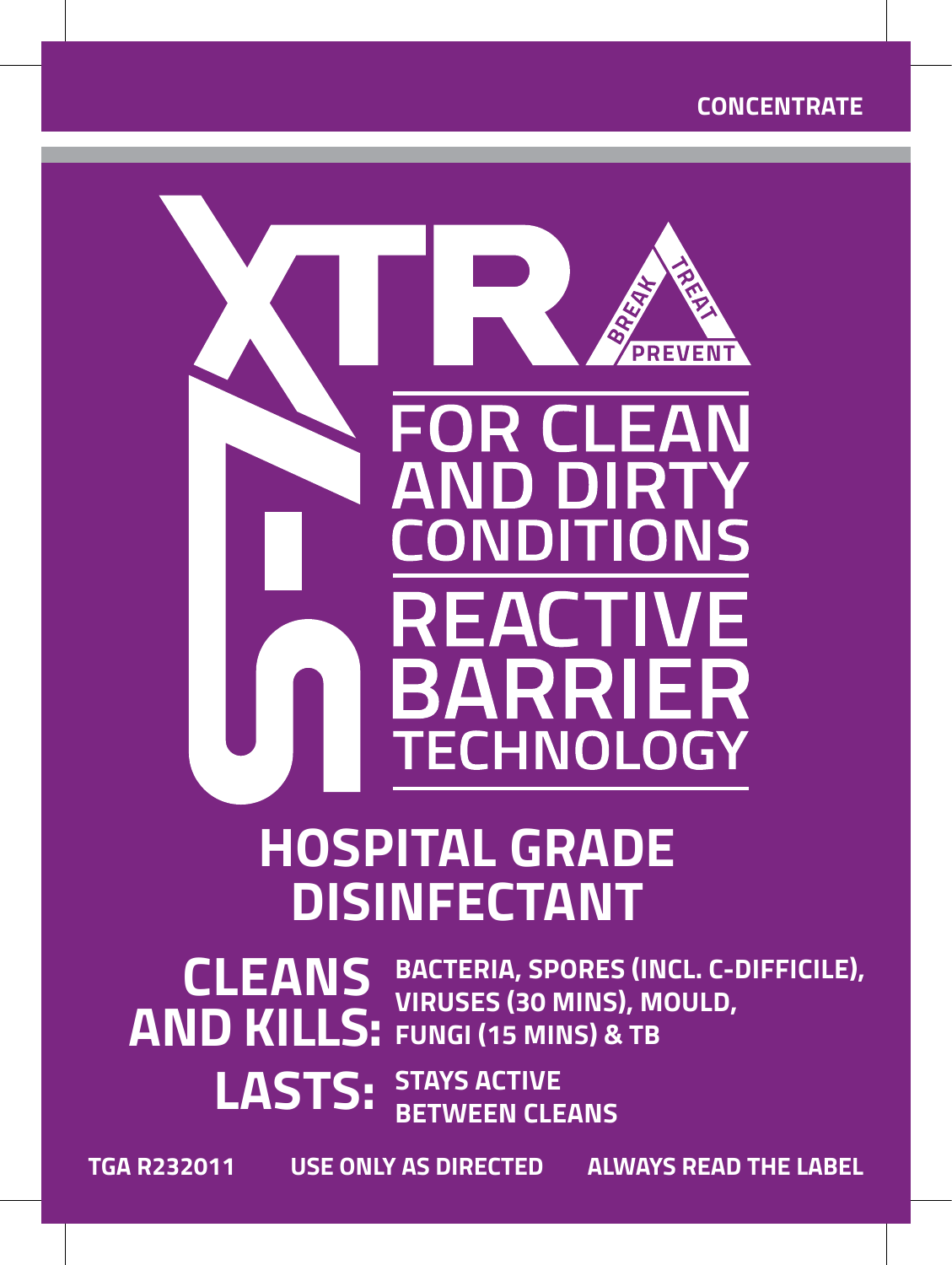CONCENTRATE

# XTRA 5

BREAK · TREAT · PREVENT

FOR CLEAN AND DIRTY CONDITIONS

REACTIVE BARRIER TECHNOLOGY

## HOSPITAL GRADE DISINFECTANT

**CLEANS AND KILLS:** BACTERIA, SPORES (INCL. C-DIFFICILE), VIRUSES (30 MINS), MOULD, FUNGI (15 MINS) & TB

**LASTS:** STAYS ACTIVE BETWEEN CLEANS

TGA R232011 USE ONLY AS DIRECTED ALWAYS READ THE LABEL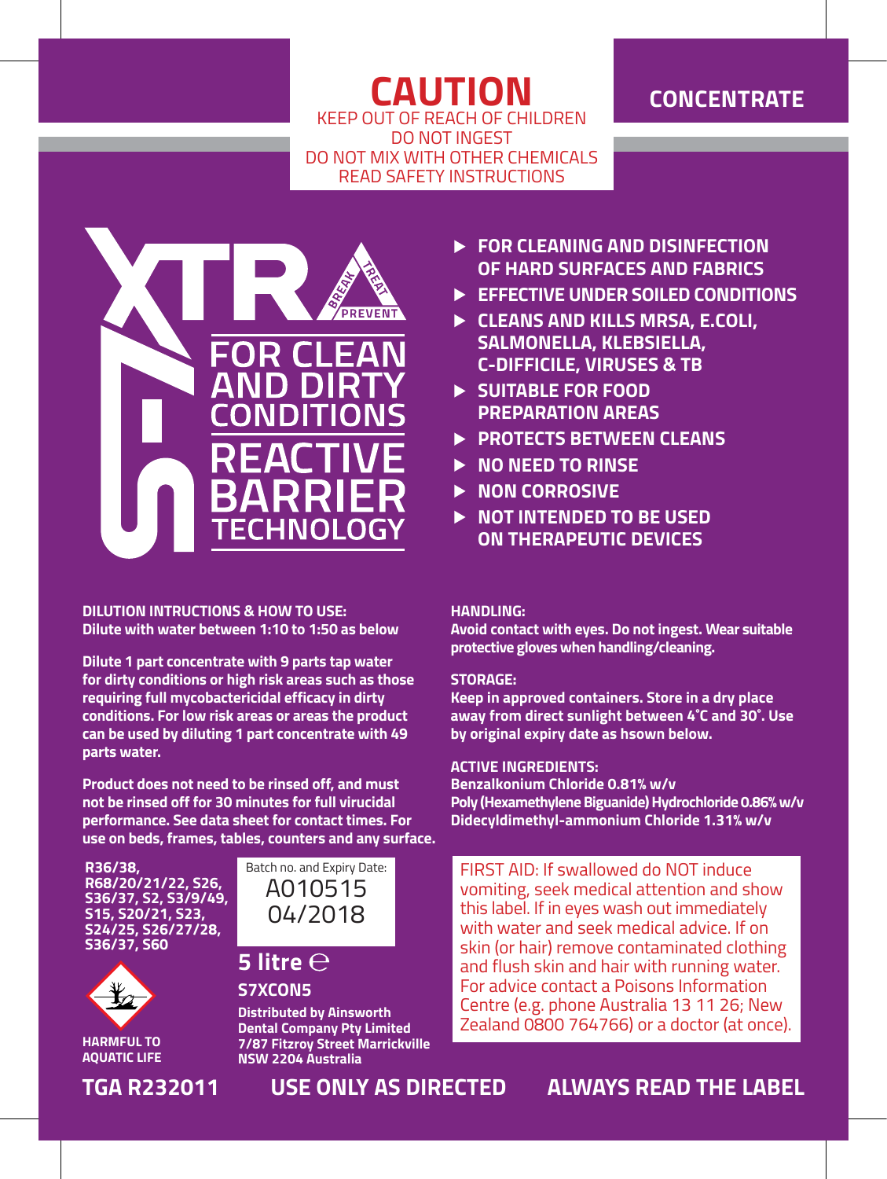# CAUTION

KEEP OUT OF REACH OF CHILDREN
DO NOT INGEST
DO NOT MIX WITH OTHER CHEMICALS
READ SAFETY INSTRUCTIONS

**CONCENTRATE**

XTRA BREAK TREAT PREVENT

S7

FOR CLEAN AND DIRTY CONDITIONS

REACTIVE BARRIER TECHNOLOGY

- **FOR CLEANING AND DISINFECTION OF HARD SURFACES AND FABRICS**
- **EFFECTIVE UNDER SOILED CONDITIONS**
- **CLEANS AND KILLS MRSA, E.COLI, SALMONELLA, KLEBSIELLA, C-DIFFICILE, VIRUSES & TB**
- **SUITABLE FOR FOOD PREPARATION AREAS**
- **PROTECTS BETWEEN CLEANS**
- **NO NEED TO RINSE**
- **NON CORROSIVE**
- **NOT INTENDED TO BE USED ON THERAPEUTIC DEVICES**

**DILUTION INTRUCTIONS & HOW TO USE:**
**Dilute with water between 1:10 to 1:50 as below**

**Dilute 1 part concentrate with 9 parts tap water for dirty conditions or high risk areas such as those requiring full mycobactericidal efficacy in dirty conditions. For low risk areas or areas the product can be used by diluting 1 part concentrate with 49 parts water.**

**Product does not need to be rinsed off, and must not be rinsed off for 30 minutes for full virucidal performance. See data sheet for contact times. For use on beds, frames, tables, counters and any surface.**

**R36/38, R68/20/21/22, S26, S36/37, S2, S3/9/49, S15, S20/21, S23, S24/25, S26/27/28, S36/37, S60**

**HARMFUL TO AQUATIC LIFE**

Batch no. and Expiry Date:
A010515
04/2018

**5 litre ℮**

**S7XCON5**

**Distributed by Ainsworth Dental Company Pty Limited 7/87 Fitzroy Street Marrickville NSW 2204 Australia**

**HANDLING:**
**Avoid contact with eyes. Do not ingest. Wear suitable protective gloves when handling/cleaning.**

**STORAGE:**
**Keep in approved containers. Store in a dry place away from direct sunlight between 4˚C and 30˚. Use by original expiry date as hsown below.**

**ACTIVE INGREDIENTS:**
**Benzalkonium Chloride 0.81% w/v**
**Poly (Hexamethylene Biguanide) Hydrochloride 0.86% w/v**
**Didecyldimethyl-ammonium Chloride 1.31% w/v**

FIRST AID: If swallowed do NOT induce vomiting, seek medical attention and show this label. If in eyes wash out immediately with water and seek medical advice. If on skin (or hair) remove contaminated clothing and flush skin and hair with running water. For advice contact a Poisons Information Centre (e.g. phone Australia 13 11 26; New Zealand 0800 764766) or a doctor (at once).

**TGA R232011** **USE ONLY AS DIRECTED** **ALWAYS READ THE LABEL**